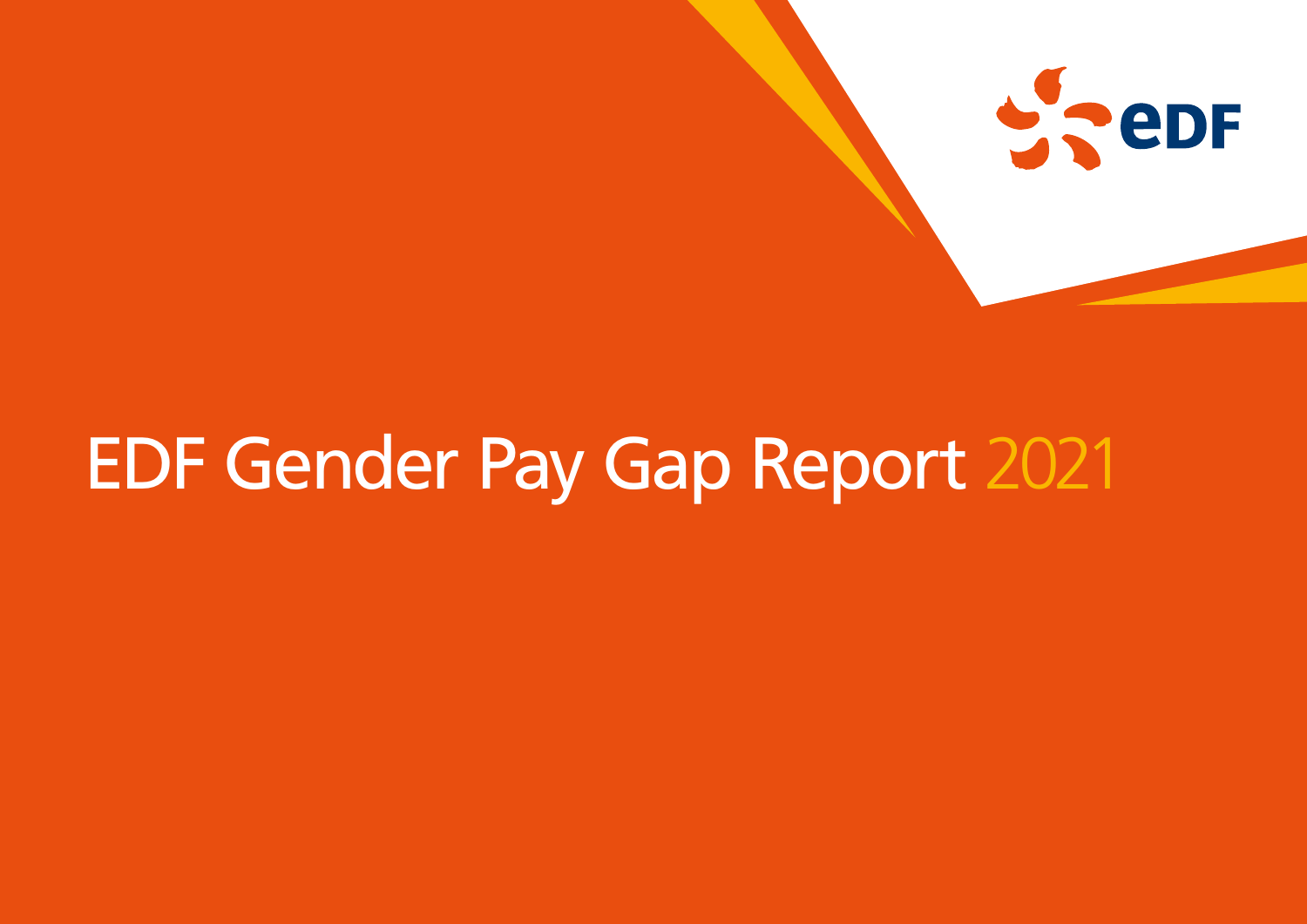# EDF Gender Pay Gap Report 2021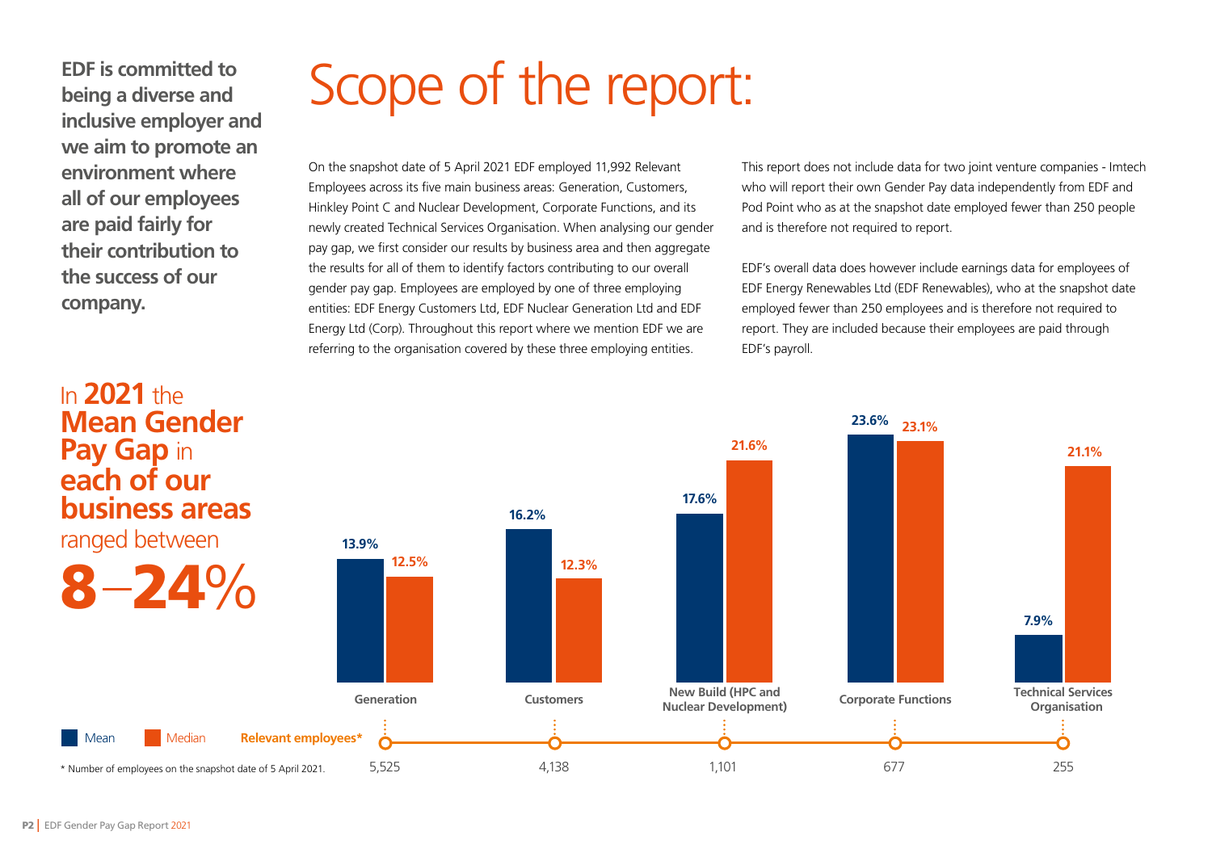**EDF is committed to being a diverse and inclusive employer and we aim to promote an environment where all of our employees are paid fairly for their contribution to the success of our company.**

# Scope of the report:

On the snapshot date of 5 April 2021 EDF employed 11,992 Relevant Employees across its five main business areas: Generation, Customers, Hinkley Point C and Nuclear Development, Corporate Functions, and its newly created Technical Services Organisation. When analysing our gender pay gap, we first consider our results by business area and then aggregate the results for all of them to identify factors contributing to our overall gender pay gap. Employees are employed by one of three employing entities: EDF Energy Customers Ltd, EDF Nuclear Generation Ltd and EDF Energy Ltd (Corp). Throughout this report where we mention EDF we are referring to the organisation covered by these three employing entities.

This report does not include data for two joint venture companies - Imtech who will report their own Gender Pay data independently from EDF and Pod Point who as at the snapshot date employed fewer than 250 people and is therefore not required to report.

EDF's overall data does however include earnings data for employees of EDF Energy Renewables Ltd (EDF Renewables), who at the snapshot date employed fewer than 250 employees and is therefore not required to report. They are included because their employees are paid through EDF's payroll.

In **2021** the **Mean Gender Pay Gap** in **each of our business areas** ranged between **8–24%**

| Business area | Mean | Median | Relevant employees* |
|---|---|---|---|
| Generation | 13.9% | 12.5% | 5,525 |
| Customers | 16.2% | 12.3% | 4,138 |
| New Build (HPC and Nuclear Development) | 17.6% | 21.6% | 1,101 |
| Corporate Functions | 23.6% | 23.1% | 677 |
| Technical Services Organisation | 7.9% | 21.1% | 255 |

\* Number of employees on the snapshot date of 5 April 2021.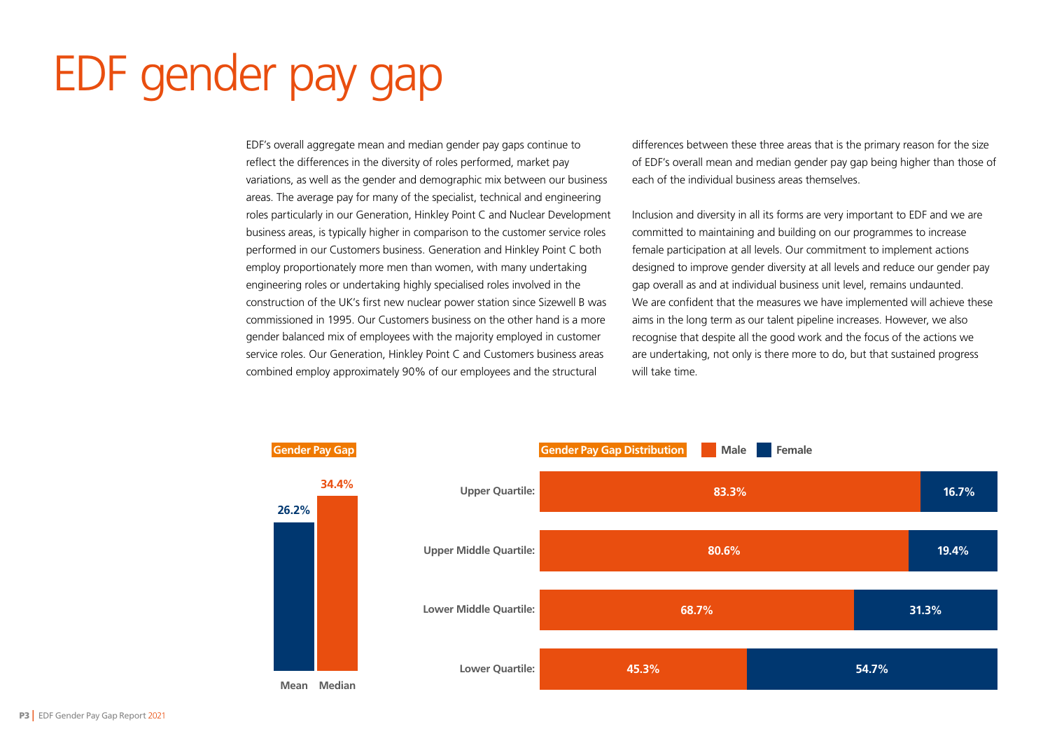# EDF gender pay gap

EDF's overall aggregate mean and median gender pay gaps continue to reflect the differences in the diversity of roles performed, market pay variations, as well as the gender and demographic mix between our business areas. The average pay for many of the specialist, technical and engineering roles particularly in our Generation, Hinkley Point C and Nuclear Development business areas, is typically higher in comparison to the customer service roles performed in our Customers business. Generation and Hinkley Point C both employ proportionately more men than women, with many undertaking engineering roles or undertaking highly specialised roles involved in the construction of the UK's first new nuclear power station since Sizewell B was commissioned in 1995. Our Customers business on the other hand is a more gender balanced mix of employees with the majority employed in customer service roles. Our Generation, Hinkley Point C and Customers business areas combined employ approximately 90% of our employees and the structural differences between these three areas that is the primary reason for the size of EDF's overall mean and median gender pay gap being higher than those of each of the individual business areas themselves.

Inclusion and diversity in all its forms are very important to EDF and we are committed to maintaining and building on our programmes to increase female participation at all levels. Our commitment to implement actions designed to improve gender diversity at all levels and reduce our gender pay gap overall as and at individual business unit level, remains undaunted. We are confident that the measures we have implemented will achieve these aims in the long term as our talent pipeline increases. However, we also recognise that despite all the good work and the focus of the actions we are undertaking, not only is there more to do, but that sustained progress will take time.

**Gender Pay Gap**

| Mean | Median |
|---|---|
| 26.2% | 34.4% |

**Gender Pay Gap Distribution**

| | Male | Female |
|---|---|---|
| Upper Quartile: | 83.3% | 16.7% |
| Upper Middle Quartile: | 80.6% | 19.4% |
| Lower Middle Quartile: | 68.7% | 31.3% |
| Lower Quartile: | 45.3% | 54.7% |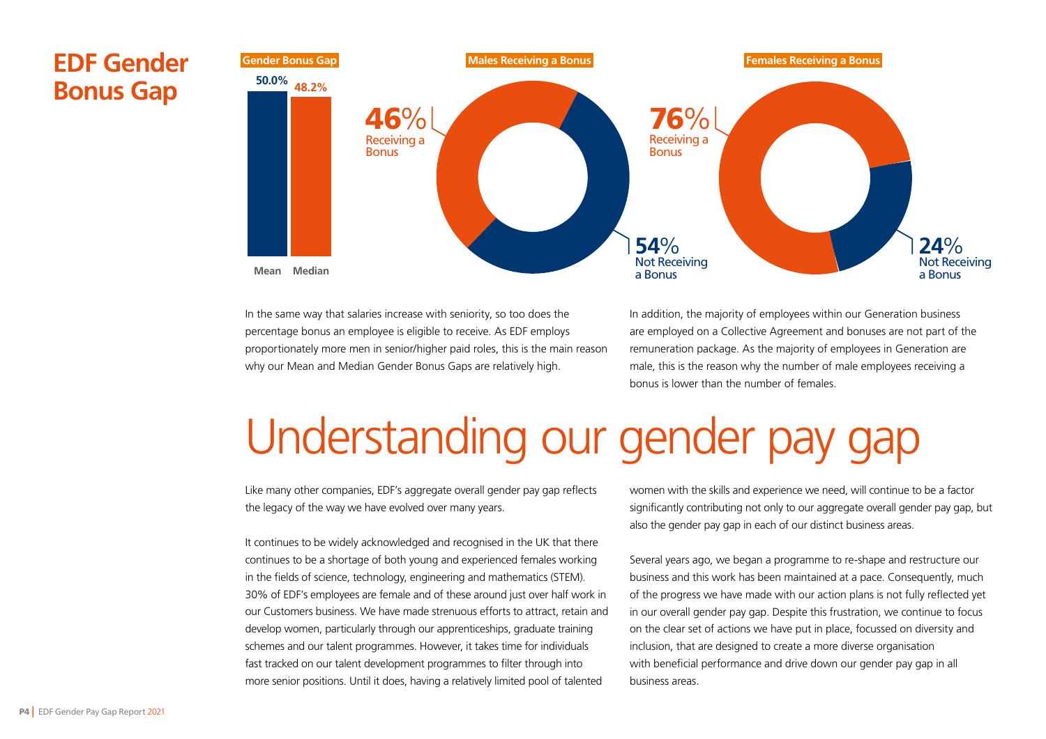# EDF Gender Bonus Gap

**Gender Bonus Gap**

| | Mean | Median |
|---|---|---|
| Gender Bonus Gap | 50.0% | 48.2% |

**Males Receiving a Bonus**

**46%** Receiving a Bonus

**54%** Not Receiving a Bonus

**Females Receiving a Bonus**

**76%** Receiving a Bonus

**24%** Not Receiving a Bonus

In the same way that salaries increase with seniority, so too does the percentage bonus an employee is eligible to receive. As EDF employs proportionately more men in senior/higher paid roles, this is the main reason why our Mean and Median Gender Bonus Gaps are relatively high.

In addition, the majority of employees within our Generation business are employed on a Collective Agreement and bonuses are not part of the remuneration package. As the majority of employees in Generation are male, this is the reason why the number of male employees receiving a bonus is lower than the number of females.

# Understanding our gender pay gap

Like many other companies, EDF's aggregate overall gender pay gap reflects the legacy of the way we have evolved over many years.

It continues to be widely acknowledged and recognised in the UK that there continues to be a shortage of both young and experienced females working in the fields of science, technology, engineering and mathematics (STEM). 30% of EDF's employees are female and of these around just over half work in our Customers business. We have made strenuous efforts to attract, retain and develop women, particularly through our apprenticeships, graduate training schemes and our talent programmes. However, it takes time for individuals fast tracked on our talent development programmes to filter through into more senior positions. Until it does, having a relatively limited pool of talented women with the skills and experience we need, will continue to be a factor significantly contributing not only to our aggregate overall gender pay gap, but also the gender pay gap in each of our distinct business areas.

Several years ago, we began a programme to re-shape and restructure our business and this work has been maintained at a pace. Consequently, much of the progress we have made with our action plans is not fully reflected yet in our overall gender pay gap. Despite this frustration, we continue to focus on the clear set of actions we have put in place, focussed on diversity and inclusion, that are designed to create a more diverse organisation with beneficial performance and drive down our gender pay gap in all business areas.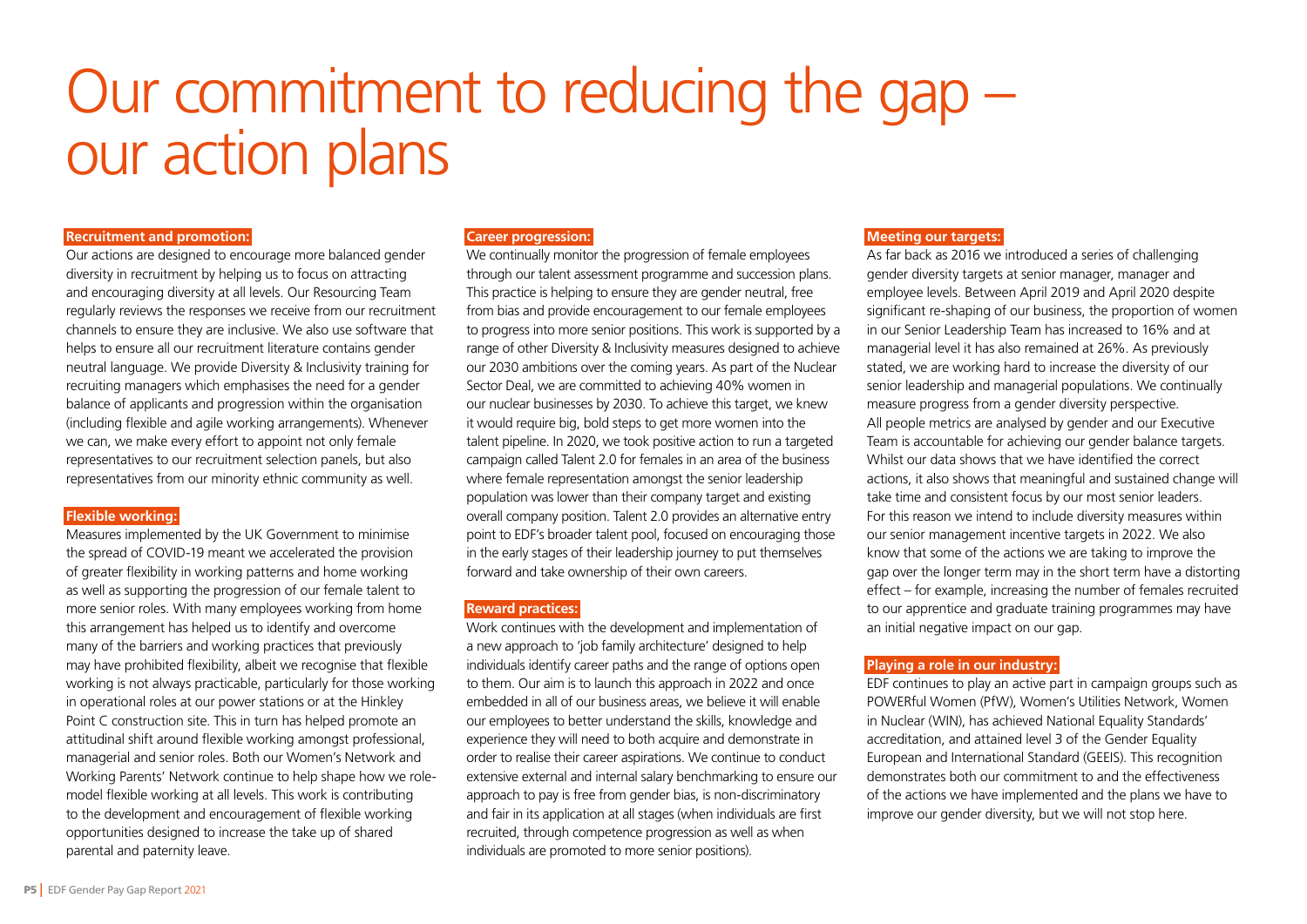# Our commitment to reducing the gap – our action plans

**Recruitment and promotion:**

Our actions are designed to encourage more balanced gender diversity in recruitment by helping us to focus on attracting and encouraging diversity at all levels. Our Resourcing Team regularly reviews the responses we receive from our recruitment channels to ensure they are inclusive. We also use software that helps to ensure all our recruitment literature contains gender neutral language. We provide Diversity & Inclusivity training for recruiting managers which emphasises the need for a gender balance of applicants and progression within the organisation (including flexible and agile working arrangements). Whenever we can, we make every effort to appoint not only female representatives to our recruitment selection panels, but also representatives from our minority ethnic community as well.

**Flexible working:**

Measures implemented by the UK Government to minimise the spread of COVID-19 meant we accelerated the provision of greater flexibility in working patterns and home working as well as supporting the progression of our female talent to more senior roles. With many employees working from home this arrangement has helped us to identify and overcome many of the barriers and working practices that previously may have prohibited flexibility, albeit we recognise that flexible working is not always practicable, particularly for those working in operational roles at our power stations or at the Hinkley Point C construction site. This in turn has helped promote an attitudinal shift around flexible working amongst professional, managerial and senior roles. Both our Women's Network and Working Parents' Network continue to help shape how we role-model flexible working at all levels. This work is contributing to the development and encouragement of flexible working opportunities designed to increase the take up of shared parental and paternity leave.

**Career progression:**

We continually monitor the progression of female employees through our talent assessment programme and succession plans. This practice is helping to ensure they are gender neutral, free from bias and provide encouragement to our female employees to progress into more senior positions. This work is supported by a range of other Diversity & Inclusivity measures designed to achieve our 2030 ambitions over the coming years. As part of the Nuclear Sector Deal, we are committed to achieving 40% women in our nuclear businesses by 2030. To achieve this target, we knew it would require big, bold steps to get more women into the talent pipeline. In 2020, we took positive action to run a targeted campaign called Talent 2.0 for females in an area of the business where female representation amongst the senior leadership population was lower than their company target and existing overall company position. Talent 2.0 provides an alternative entry point to EDF's broader talent pool, focused on encouraging those in the early stages of their leadership journey to put themselves forward and take ownership of their own careers.

**Reward practices:**

Work continues with the development and implementation of a new approach to 'job family architecture' designed to help individuals identify career paths and the range of options open to them. Our aim is to launch this approach in 2022 and once embedded in all of our business areas, we believe it will enable our employees to better understand the skills, knowledge and experience they will need to both acquire and demonstrate in order to realise their career aspirations. We continue to conduct extensive external and internal salary benchmarking to ensure our approach to pay is free from gender bias, is non-discriminatory and fair in its application at all stages (when individuals are first recruited, through competence progression as well as when individuals are promoted to more senior positions).

**Meeting our targets:**

As far back as 2016 we introduced a series of challenging gender diversity targets at senior manager, manager and employee levels. Between April 2019 and April 2020 despite significant re-shaping of our business, the proportion of women in our Senior Leadership Team has increased to 16% and at managerial level it has also remained at 26%. As previously stated, we are working hard to increase the diversity of our senior leadership and managerial populations. We continually measure progress from a gender diversity perspective. All people metrics are analysed by gender and our Executive Team is accountable for achieving our gender balance targets. Whilst our data shows that we have identified the correct actions, it also shows that meaningful and sustained change will take time and consistent focus by our most senior leaders. For this reason we intend to include diversity measures within our senior management incentive targets in 2022. We also know that some of the actions we are taking to improve the gap over the longer term may in the short term have a distorting effect – for example, increasing the number of females recruited to our apprentice and graduate training programmes may have an initial negative impact on our gap.

**Playing a role in our industry:**

EDF continues to play an active part in campaign groups such as POWERful Women (PfW), Women's Utilities Network, Women in Nuclear (WIN), has achieved National Equality Standards' accreditation, and attained level 3 of the Gender Equality European and International Standard (GEEIS). This recognition demonstrates both our commitment to and the effectiveness of the actions we have implemented and the plans we have to improve our gender diversity, but we will not stop here.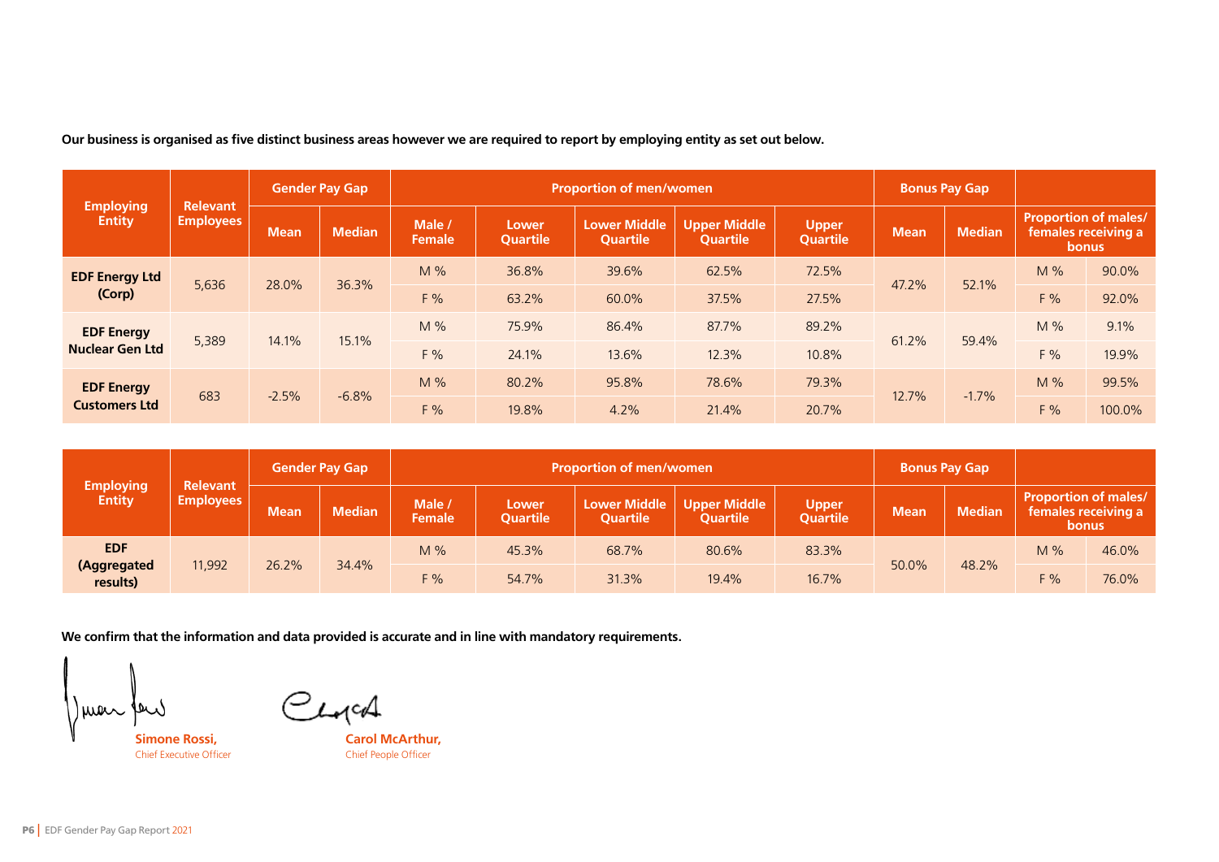**Our business is organised as five distinct business areas however we are required to report by employing entity as set out below.**

| Employing Entity | Relevant Employees | Gender Pay Gap | | Proportion of men/women | | | | | Bonus Pay Gap | | Proportion of males/ females receiving a bonus | |
|---|---|---|---|---|---|---|---|---|---|---|---|---|
| | | Mean | Median | Male / Female | Lower Quartile | Lower Middle Quartile | Upper Middle Quartile | Upper Quartile | Mean | Median | | |
| EDF Energy Ltd (Corp) | 5,636 | 28.0% | 36.3% | M % | 36.8% | 39.6% | 62.5% | 72.5% | 47.2% | 52.1% | M % | 90.0% |
| | | | | F % | 63.2% | 60.0% | 37.5% | 27.5% | | | F % | 92.0% |
| EDF Energy Nuclear Gen Ltd | 5,389 | 14.1% | 15.1% | M % | 75.9% | 86.4% | 87.7% | 89.2% | 61.2% | 59.4% | M % | 9.1% |
| | | | | F % | 24.1% | 13.6% | 12.3% | 10.8% | | | F % | 19.9% |
| EDF Energy Customers Ltd | 683 | -2.5% | -6.8% | M % | 80.2% | 95.8% | 78.6% | 79.3% | 12.7% | -1.7% | M % | 99.5% |
| | | | | F % | 19.8% | 4.2% | 21.4% | 20.7% | | | F % | 100.0% |

| Employing Entity | Relevant Employees | Gender Pay Gap | | Proportion of men/women | | | | | Bonus Pay Gap | | Proportion of males/ females receiving a bonus | |
|---|---|---|---|---|---|---|---|---|---|---|---|---|
| | | Mean | Median | Male / Female | Lower Quartile | Lower Middle Quartile | Upper Middle Quartile | Upper Quartile | Mean | Median | | |
| EDF (Aggregated results) | 11,992 | 26.2% | 34.4% | M % | 45.3% | 68.7% | 80.6% | 83.3% | 50.0% | 48.2% | M % | 46.0% |
| | | | | F % | 54.7% | 31.3% | 19.4% | 16.7% | | | F % | 76.0% |

**We confirm that the information and data provided is accurate and in line with mandatory requirements.**

**Simone Rossi,**
Chief Executive Officer

**Carol McArthur,**
Chief People Officer